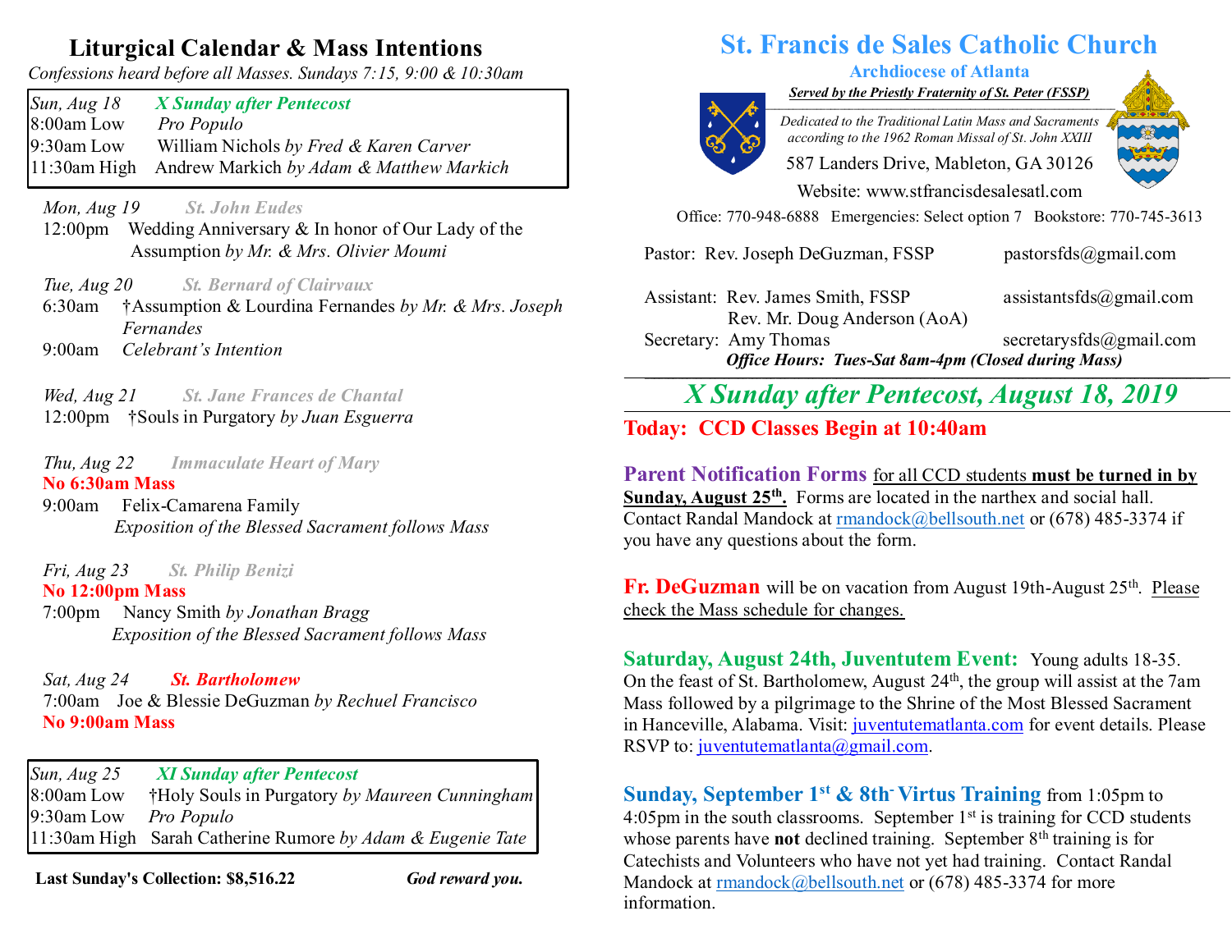## Liturgical Calendar & Mass Intentions

*Confessions heard before all Masses. Sundays 7:15, 9:00 & 10:30am*

| *Sun, Aug 18* | ***X Sunday after Pentecost*** |
|---|---|
| 8:00am Low | *Pro Populo* |
| 9:30am Low | William Nichols *by Fred & Karen Carver* |
| 11:30am High | Andrew Markich *by Adam & Matthew Markich* |

*Mon, Aug 19* ***St. John Eudes***
12:00pm Wedding Anniversary & In honor of Our Lady of the Assumption *by Mr. & Mrs. Olivier Moumi*

*Tue, Aug 20* ***St. Bernard of Clairvaux***
6:30am †Assumption & Lourdina Fernandes *by Mr. & Mrs. Joseph Fernandes*
9:00am *Celebrant's Intention*

*Wed, Aug 21* ***St. Jane Frances de Chantal***
12:00pm †Souls in Purgatory *by Juan Esguerra*

*Thu, Aug 22* ***Immaculate Heart of Mary***
**No 6:30am Mass**
9:00am Felix-Camarena Family
*Exposition of the Blessed Sacrament follows Mass*

*Fri, Aug 23* ***St. Philip Benizi***
**No 12:00pm Mass**
7:00pm Nancy Smith *by Jonathan Bragg*
*Exposition of the Blessed Sacrament follows Mass*

*Sat, Aug 24* ***St. Bartholomew***
7:00am Joe & Blessie DeGuzman *by Rechuel Francisco*
**No 9:00am Mass**

| *Sun, Aug 25* | ***XI Sunday after Pentecost*** |
|---|---|
| 8:00am Low | †Holy Souls in Purgatory *by Maureen Cunningham* |
| 9:30am Low | *Pro Populo* |
| 11:30am High | Sarah Catherine Rumore *by Adam & Eugenie Tate* |

**Last Sunday's Collection: $8,516.22** ***God reward you.***

# St. Francis de Sales Catholic Church

**Archdiocese of Atlanta**

***Served by the Priestly Fraternity of St. Peter (FSSP)***

*Dedicated to the Traditional Latin Mass and Sacraments according to the 1962 Roman Missal of St. John XXIII*

587 Landers Drive, Mableton, GA 30126

Website: www.stfrancisdesalesatl.com

Office: 770-948-6888 Emergencies: Select option 7 Bookstore: 770-745-3613

Pastor: Rev. Joseph DeGuzman, FSSP pastorsfds@gmail.com

Assistant: Rev. James Smith, FSSP assistantsfds@gmail.com
Rev. Mr. Doug Anderson (AoA)

Secretary: Amy Thomas secretarysfds@gmail.com

***Office Hours: Tues-Sat 8am-4pm (Closed during Mass)***

## *X Sunday after Pentecost, August 18, 2019*

**Today: CCD Classes Begin at 10:40am**

**Parent Notification Forms** for all CCD students **must be turned in by Sunday, August 25th.** Forms are located in the narthex and social hall. Contact Randal Mandock at rmandock@bellsouth.net or (678) 485-3374 if you have any questions about the form.

**Fr. DeGuzman** will be on vacation from August 19th-August 25th. Please check the Mass schedule for changes.

**Saturday, August 24th, Juventutem Event:** Young adults 18-35. On the feast of St. Bartholomew, August 24th, the group will assist at the 7am Mass followed by a pilgrimage to the Shrine of the Most Blessed Sacrament in Hanceville, Alabama. Visit: juventutematlanta.com for event details. Please RSVP to: juventutematlanta@gmail.com.

**Sunday, September 1st & 8th Virtus Training** from 1:05pm to 4:05pm in the south classrooms. September 1st is training for CCD students whose parents have **not** declined training. September 8th training is for Catechists and Volunteers who have not yet had training. Contact Randal Mandock at rmandock@bellsouth.net or (678) 485-3374 for more information.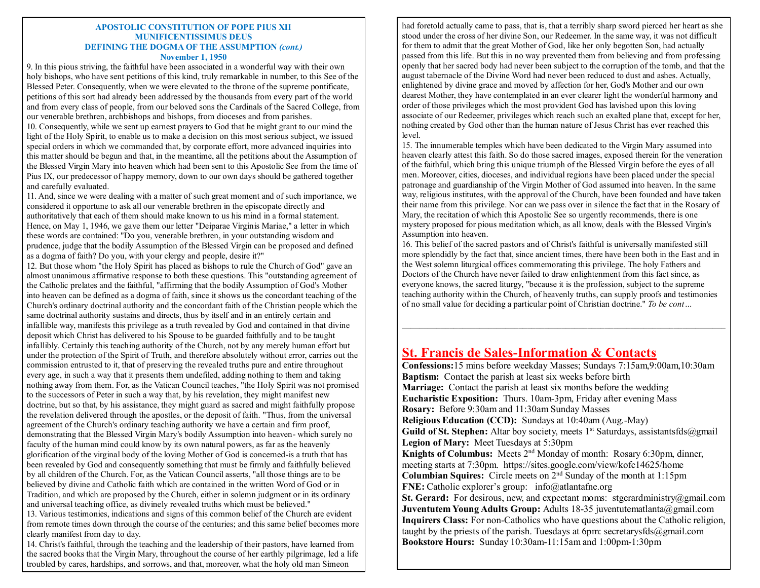**APOSTOLIC CONSTITUTION OF POPE PIUS XII**
**MUNIFICENTISSIMUS DEUS**
**DEFINING THE DOGMA OF THE ASSUMPTION *(cont.)***
**November 1, 1950**

9. In this pious striving, the faithful have been associated in a wonderful way with their own holy bishops, who have sent petitions of this kind, truly remarkable in number, to this See of the Blessed Peter. Consequently, when we were elevated to the throne of the supreme pontificate, petitions of this sort had already been addressed by the thousands from every part of the world and from every class of people, from our beloved sons the Cardinals of the Sacred College, from our venerable brethren, archbishops and bishops, from dioceses and from parishes.

10. Consequently, while we sent up earnest prayers to God that he might grant to our mind the light of the Holy Spirit, to enable us to make a decision on this most serious subject, we issued special orders in which we commanded that, by corporate effort, more advanced inquiries into this matter should be begun and that, in the meantime, all the petitions about the Assumption of the Blessed Virgin Mary into heaven which had been sent to this Apostolic See from the time of Pius IX, our predecessor of happy memory, down to our own days should be gathered together and carefully evaluated.

11. And, since we were dealing with a matter of such great moment and of such importance, we considered it opportune to ask all our venerable brethren in the episcopate directly and authoritatively that each of them should make known to us his mind in a formal statement. Hence, on May 1, 1946, we gave them our letter "Deiparae Virginis Mariae," a letter in which these words are contained: "Do you, venerable brethren, in your outstanding wisdom and prudence, judge that the bodily Assumption of the Blessed Virgin can be proposed and defined as a dogma of faith? Do you, with your clergy and people, desire it?"

12. But those whom "the Holy Spirit has placed as bishops to rule the Church of God" gave an almost unanimous affirmative response to both these questions. This "outstanding agreement of the Catholic prelates and the faithful, "affirming that the bodily Assumption of God's Mother into heaven can be defined as a dogma of faith, since it shows us the concordant teaching of the Church's ordinary doctrinal authority and the concordant faith of the Christian people which the same doctrinal authority sustains and directs, thus by itself and in an entirely certain and infallible way, manifests this privilege as a truth revealed by God and contained in that divine deposit which Christ has delivered to his Spouse to be guarded faithfully and to be taught infallibly. Certainly this teaching authority of the Church, not by any merely human effort but under the protection of the Spirit of Truth, and therefore absolutely without error, carries out the commission entrusted to it, that of preserving the revealed truths pure and entire throughout every age, in such a way that it presents them undefiled, adding nothing to them and taking nothing away from them. For, as the Vatican Council teaches, "the Holy Spirit was not promised to the successors of Peter in such a way that, by his revelation, they might manifest new doctrine, but so that, by his assistance, they might guard as sacred and might faithfully propose the revelation delivered through the apostles, or the deposit of faith. "Thus, from the universal agreement of the Church's ordinary teaching authority we have a certain and firm proof, demonstrating that the Blessed Virgin Mary's bodily Assumption into heaven- which surely no faculty of the human mind could know by its own natural powers, as far as the heavenly glorification of the virginal body of the loving Mother of God is concerned-is a truth that has been revealed by God and consequently something that must be firmly and faithfully believed by all children of the Church. For, as the Vatican Council asserts, "all those things are to be believed by divine and Catholic faith which are contained in the written Word of God or in Tradition, and which are proposed by the Church, either in solemn judgment or in its ordinary and universal teaching office, as divinely revealed truths which must be believed."

13. Various testimonies, indications and signs of this common belief of the Church are evident from remote times down through the course of the centuries; and this same belief becomes more clearly manifest from day to day.

14. Christ's faithful, through the teaching and the leadership of their pastors, have learned from the sacred books that the Virgin Mary, throughout the course of her earthly pilgrimage, led a life troubled by cares, hardships, and sorrows, and that, moreover, what the holy old man Simeon had foretold actually came to pass, that is, that a terribly sharp sword pierced her heart as she stood under the cross of her divine Son, our Redeemer. In the same way, it was not difficult for them to admit that the great Mother of God, like her only begotten Son, had actually passed from this life. But this in no way prevented them from believing and from professing openly that her sacred body had never been subject to the corruption of the tomb, and that the august tabernacle of the Divine Word had never been reduced to dust and ashes. Actually, enlightened by divine grace and moved by affection for her, God's Mother and our own dearest Mother, they have contemplated in an ever clearer light the wonderful harmony and order of those privileges which the most provident God has lavished upon this loving associate of our Redeemer, privileges which reach such an exalted plane that, except for her, nothing created by God other than the human nature of Jesus Christ has ever reached this level.

15. The innumerable temples which have been dedicated to the Virgin Mary assumed into heaven clearly attest this faith. So do those sacred images, exposed therein for the veneration of the faithful, which bring this unique triumph of the Blessed Virgin before the eyes of all men. Moreover, cities, dioceses, and individual regions have been placed under the special patronage and guardianship of the Virgin Mother of God assumed into heaven. In the same way, religious institutes, with the approval of the Church, have been founded and have taken their name from this privilege. Nor can we pass over in silence the fact that in the Rosary of Mary, the recitation of which this Apostolic See so urgently recommends, there is one mystery proposed for pious meditation which, as all know, deals with the Blessed Virgin's Assumption into heaven.

16. This belief of the sacred pastors and of Christ's faithful is universally manifested still more splendidly by the fact that, since ancient times, there have been both in the East and in the West solemn liturgical offices commemorating this privilege. The holy Fathers and Doctors of the Church have never failed to draw enlightenment from this fact since, as everyone knows, the sacred liturgy, "because it is the profession, subject to the supreme teaching authority within the Church, of heavenly truths, can supply proofs and testimonies of no small value for deciding a particular point of Christian doctrine." *To be cont…*

---

## St. Francis de Sales-Information & Contacts

**Confessions:** 15 mins before weekday Masses; Sundays 7:15am,9:00am,10:30am
**Baptism:** Contact the parish at least six weeks before birth
**Marriage:** Contact the parish at least six months before the wedding
**Eucharistic Exposition:** Thurs. 10am-3pm, Friday after evening Mass
**Rosary:** Before 9:30am and 11:30am Sunday Masses
**Religious Education (CCD):** Sundays at 10:40am (Aug.-May)
**Guild of St. Stephen:** Altar boy society, meets 1st Saturdays, assistantsfds@gmail
**Legion of Mary:** Meet Tuesdays at 5:30pm
**Knights of Columbus:** Meets 2nd Monday of month: Rosary 6:30pm, dinner, meeting starts at 7:30pm. https://sites.google.com/view/kofc14625/home
**Columbian Squires:** Circle meets on 2nd Sunday of the month at 1:15pm
**FNE:** Catholic explorer's group: info@atlantafne.org
**St. Gerard:** For desirous, new, and expectant moms: stgerardministry@gmail.com
**Juventutem Young Adults Group:** Adults 18-35 juventutematlanta@gmail.com
**Inquirers Class:** For non-Catholics who have questions about the Catholic religion, taught by the priests of the parish. Tuesdays at 6pm: secretarysfds@gmail.com
**Bookstore Hours:** Sunday 10:30am-11:15am and 1:00pm-1:30pm